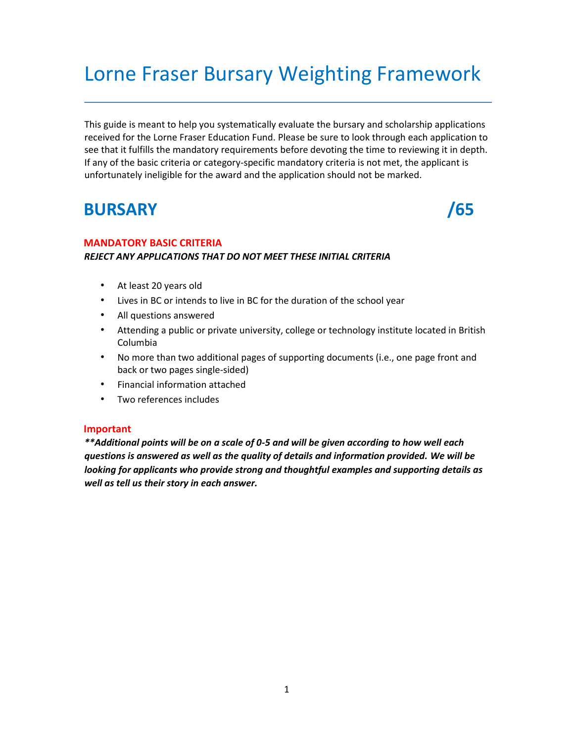# Lorne Fraser Bursary Weighting Framework

---

This guide is meant to help you systematically evaluate the bursary and scholarship applications received for the Lorne Fraser Education Fund. Please be sure to look through each application to see that it fulfills the mandatory requirements before devoting the time to reviewing it in depth. If any of the basic criteria or category-specific mandatory criteria is not met, the applicant is unfortunately ineligible for the award and the application should not be marked.

## BURSARY /65

### MANDATORY BASIC CRITERIA

***REJECT ANY APPLICATIONS THAT DO NOT MEET THESE INITIAL CRITERIA***

- At least 20 years old
- Lives in BC or intends to live in BC for the duration of the school year
- All questions answered
- Attending a public or private university, college or technology institute located in British Columbia
- No more than two additional pages of supporting documents (i.e., one page front and back or two pages single-sided)
- Financial information attached
- Two references includes

### Important

***\*\*Additional points will be on a scale of 0-5 and will be given according to how well each questions is answered as well as the quality of details and information provided. We will be looking for applicants who provide strong and thoughtful examples and supporting details as well as tell us their story in each answer.***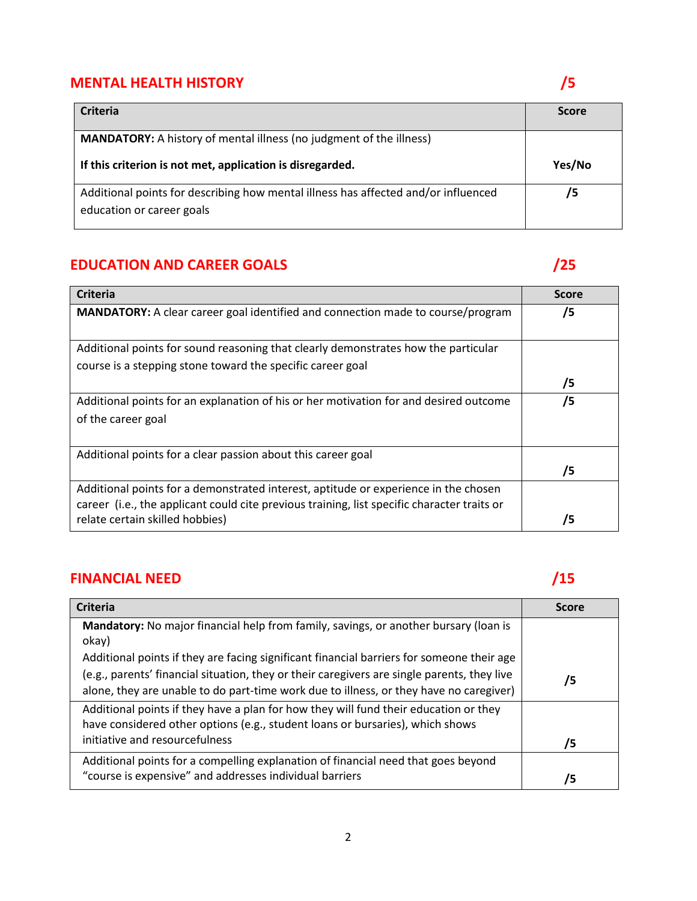## MENTAL HEALTH HISTORY /5

| Criteria | Score |
|---|---|
| **MANDATORY:** A history of mental illness (no judgment of the illness)<br><br>**If this criterion is not met, application is disregarded.** | **Yes/No** |
| Additional points for describing how mental illness has affected and/or influenced education or career goals | **/5** |

## EDUCATION AND CAREER GOALS /25

| Criteria | Score |
|---|---|
| **MANDATORY:** A clear career goal identified and connection made to course/program | **/5** |
| Additional points for sound reasoning that clearly demonstrates how the particular course is a stepping stone toward the specific career goal | **/5** |
| Additional points for an explanation of his or her motivation for and desired outcome of the career goal | **/5** |
| Additional points for a clear passion about this career goal | **/5** |
| Additional points for a demonstrated interest, aptitude or experience in the chosen career (i.e., the applicant could cite previous training, list specific character traits or relate certain skilled hobbies) | **/5** |

## FINANCIAL NEED /15

| Criteria | Score |
|---|---|
| **Mandatory:** No major financial help from family, savings, or another bursary (loan is okay)<br>Additional points if they are facing significant financial barriers for someone their age (e.g., parents' financial situation, they or their caregivers are single parents, they live alone, they are unable to do part-time work due to illness, or they have no caregiver) | **/5** |
| Additional points if they have a plan for how they will fund their education or they have considered other options (e.g., student loans or bursaries), which shows initiative and resourcefulness | **/5** |
| Additional points for a compelling explanation of financial need that goes beyond "course is expensive" and addresses individual barriers | **/5** |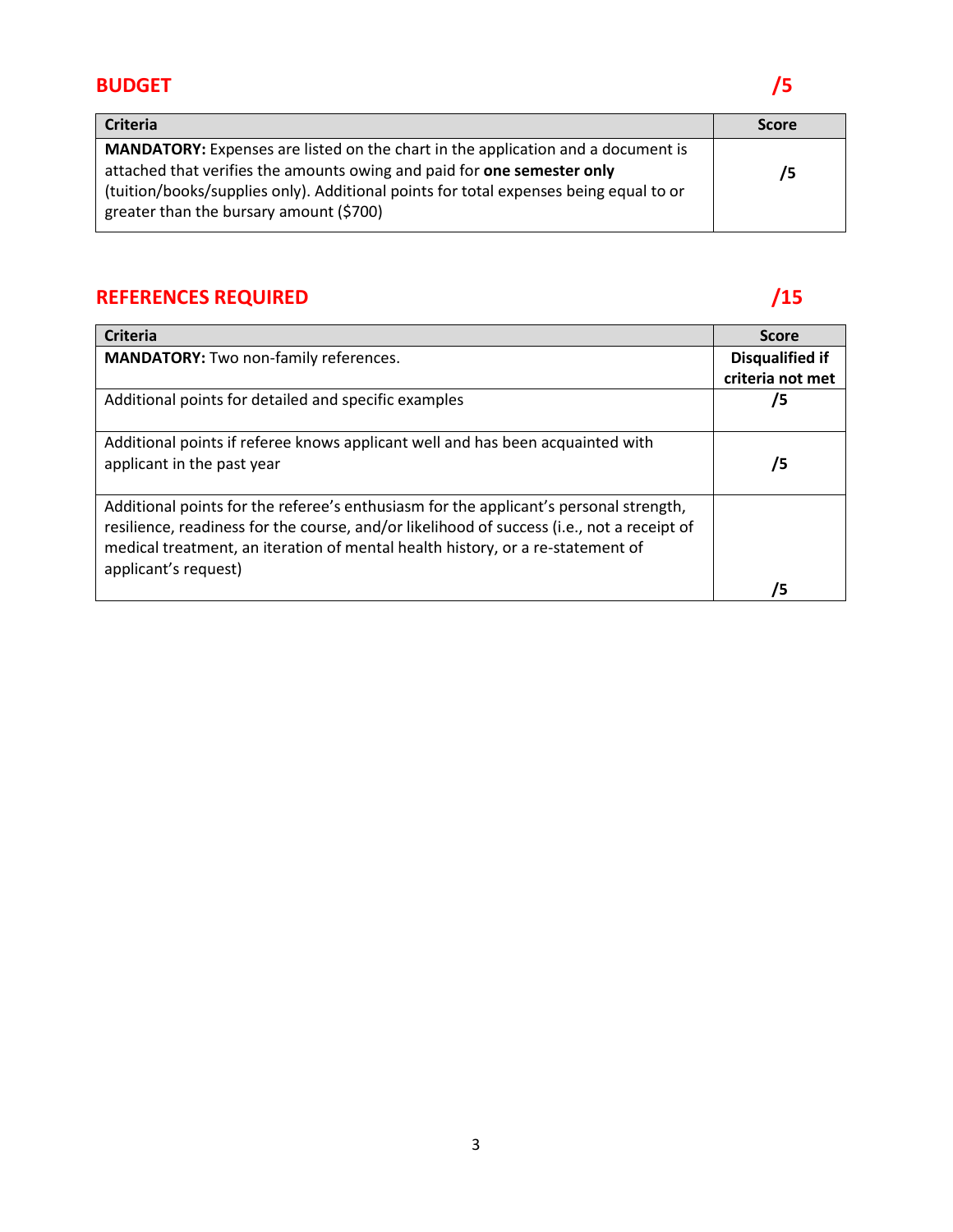## BUDGET /5

| Criteria | Score |
|---|---|
| **MANDATORY:** Expenses are listed on the chart in the application and a document is attached that verifies the amounts owing and paid for **one semester only** (tuition/books/supplies only). Additional points for total expenses being equal to or greater than the bursary amount ($700) | **/5** |

## REFERENCES REQUIRED /15

| Criteria | Score |
|---|---|
| **MANDATORY:** Two non-family references. | **Disqualified if criteria not met** |
| Additional points for detailed and specific examples | **/5** |
| Additional points if referee knows applicant well and has been acquainted with applicant in the past year | **/5** |
| Additional points for the referee's enthusiasm for the applicant's personal strength, resilience, readiness for the course, and/or likelihood of success (i.e., not a receipt of medical treatment, an iteration of mental health history, or a re-statement of applicant's request) | **/5** |